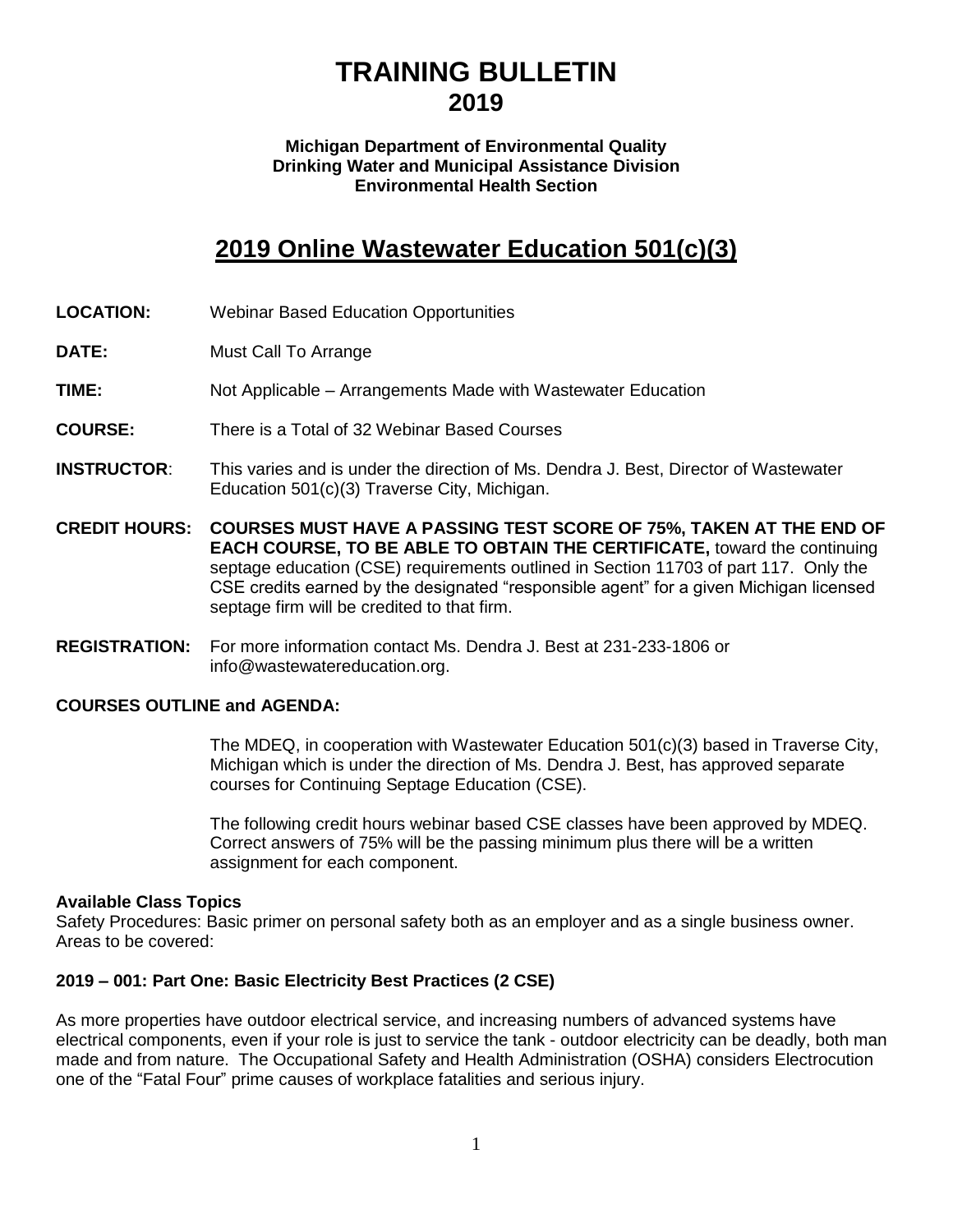# TRAINING BULLETIN
## 2019

**Michigan Department of Environmental Quality**
**Drinking Water and Municipal Assistance Division**
**Environmental Health Section**

## 2019 Online Wastewater Education 501(c)(3)

**LOCATION:** Webinar Based Education Opportunities

**DATE:** Must Call To Arrange

**TIME:** Not Applicable – Arrangements Made with Wastewater Education

**COURSE:** There is a Total of 32 Webinar Based Courses

**INSTRUCTOR**: This varies and is under the direction of Ms. Dendra J. Best, Director of Wastewater Education 501(c)(3) Traverse City, Michigan.

**CREDIT HOURS:** **COURSES MUST HAVE A PASSING TEST SCORE OF 75%, TAKEN AT THE END OF EACH COURSE, TO BE ABLE TO OBTAIN THE CERTIFICATE,** toward the continuing septage education (CSE) requirements outlined in Section 11703 of part 117. Only the CSE credits earned by the designated "responsible agent" for a given Michigan licensed septage firm will be credited to that firm.

**REGISTRATION:** For more information contact Ms. Dendra J. Best at 231-233-1806 or info@wastewatereducation.org.

**COURSES OUTLINE and AGENDA:**

The MDEQ, in cooperation with Wastewater Education 501(c)(3) based in Traverse City, Michigan which is under the direction of Ms. Dendra J. Best, has approved separate courses for Continuing Septage Education (CSE).

The following credit hours webinar based CSE classes have been approved by MDEQ. Correct answers of 75% will be the passing minimum plus there will be a written assignment for each component.

**Available Class Topics**
Safety Procedures: Basic primer on personal safety both as an employer and as a single business owner. Areas to be covered:

**2019 – 001: Part One: Basic Electricity Best Practices (2 CSE)**

As more properties have outdoor electrical service, and increasing numbers of advanced systems have electrical components, even if your role is just to service the tank - outdoor electricity can be deadly, both man made and from nature. The Occupational Safety and Health Administration (OSHA) considers Electrocution one of the "Fatal Four" prime causes of workplace fatalities and serious injury.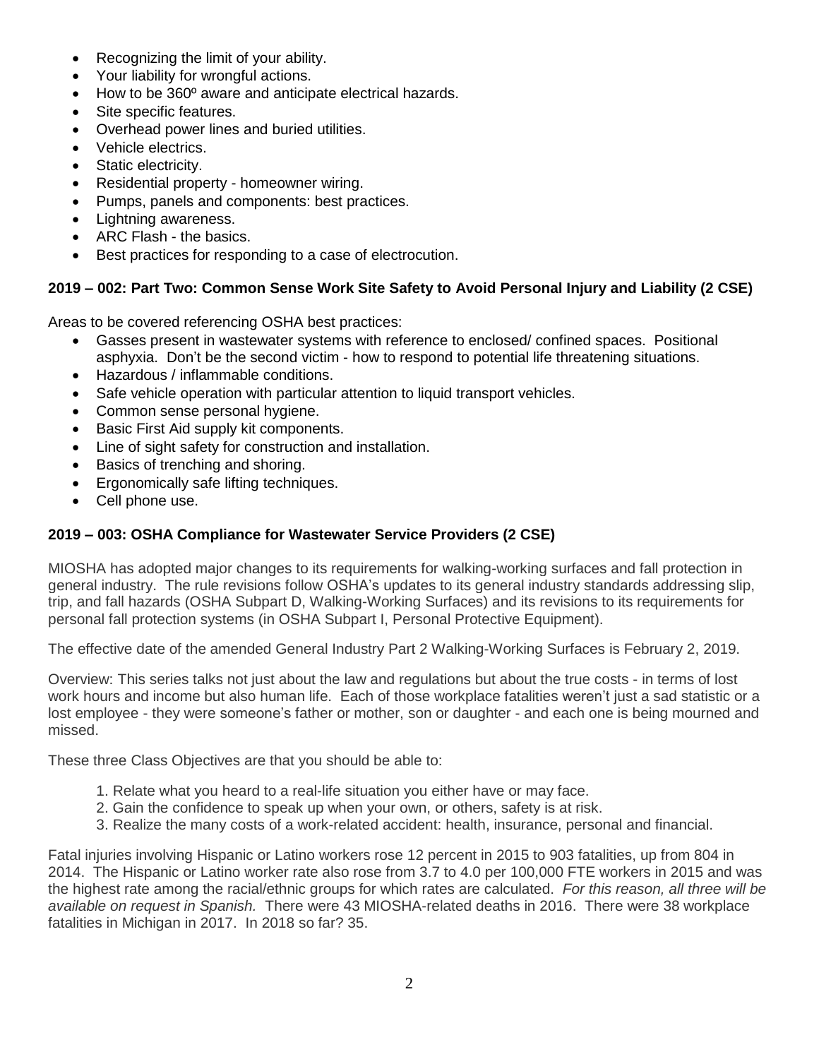- Recognizing the limit of your ability.
- Your liability for wrongful actions.
- How to be 360º aware and anticipate electrical hazards.
- Site specific features.
- Overhead power lines and buried utilities.
- Vehicle electrics.
- Static electricity.
- Residential property - homeowner wiring.
- Pumps, panels and components: best practices.
- Lightning awareness.
- ARC Flash - the basics.
- Best practices for responding to a case of electrocution.

**2019 – 002: Part Two: Common Sense Work Site Safety to Avoid Personal Injury and Liability (2 CSE)**

Areas to be covered referencing OSHA best practices:

- Gasses present in wastewater systems with reference to enclosed/ confined spaces. Positional asphyxia. Don't be the second victim - how to respond to potential life threatening situations.
- Hazardous / inflammable conditions.
- Safe vehicle operation with particular attention to liquid transport vehicles.
- Common sense personal hygiene.
- Basic First Aid supply kit components.
- Line of sight safety for construction and installation.
- Basics of trenching and shoring.
- Ergonomically safe lifting techniques.
- Cell phone use.

**2019 – 003: OSHA Compliance for Wastewater Service Providers (2 CSE)**

MIOSHA has adopted major changes to its requirements for walking-working surfaces and fall protection in general industry. The rule revisions follow OSHA's updates to its general industry standards addressing slip, trip, and fall hazards (OSHA Subpart D, Walking-Working Surfaces) and its revisions to its requirements for personal fall protection systems (in OSHA Subpart I, Personal Protective Equipment).

The effective date of the amended General Industry Part 2 Walking-Working Surfaces is February 2, 2019.

Overview: This series talks not just about the law and regulations but about the true costs - in terms of lost work hours and income but also human life. Each of those workplace fatalities weren't just a sad statistic or a lost employee - they were someone's father or mother, son or daughter - and each one is being mourned and missed.

These three Class Objectives are that you should be able to:

1. Relate what you heard to a real-life situation you either have or may face.
2. Gain the confidence to speak up when your own, or others, safety is at risk.
3. Realize the many costs of a work-related accident: health, insurance, personal and financial.

Fatal injuries involving Hispanic or Latino workers rose 12 percent in 2015 to 903 fatalities, up from 804 in 2014. The Hispanic or Latino worker rate also rose from 3.7 to 4.0 per 100,000 FTE workers in 2015 and was the highest rate among the racial/ethnic groups for which rates are calculated. *For this reason, all three will be available on request in Spanish.* There were 43 MIOSHA-related deaths in 2016. There were 38 workplace fatalities in Michigan in 2017. In 2018 so far? 35.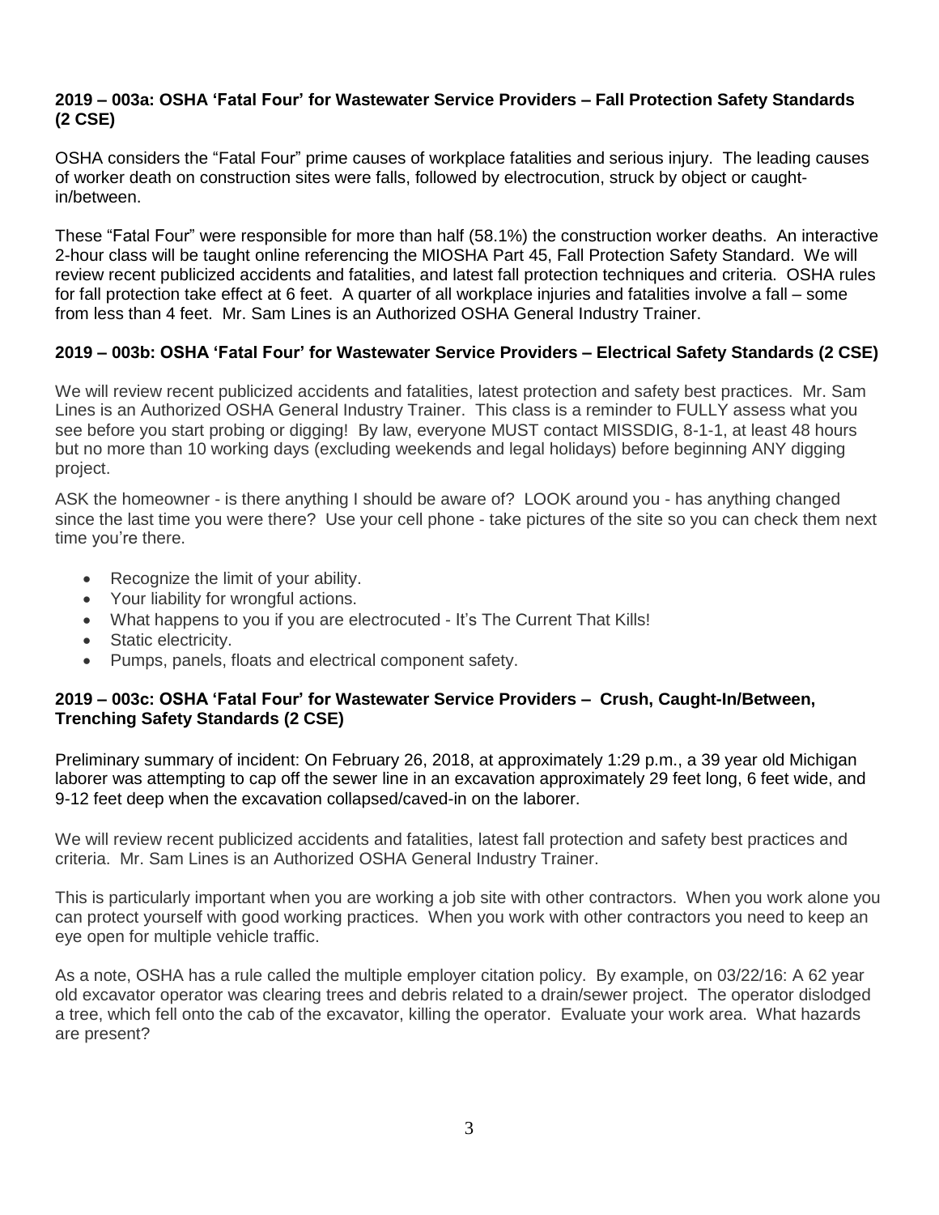**2019 – 003a: OSHA 'Fatal Four' for Wastewater Service Providers – Fall Protection Safety Standards (2 CSE)**

OSHA considers the "Fatal Four" prime causes of workplace fatalities and serious injury. The leading causes of worker death on construction sites were falls, followed by electrocution, struck by object or caught-in/between.

These "Fatal Four" were responsible for more than half (58.1%) the construction worker deaths. An interactive 2-hour class will be taught online referencing the MIOSHA Part 45, Fall Protection Safety Standard. We will review recent publicized accidents and fatalities, and latest fall protection techniques and criteria. OSHA rules for fall protection take effect at 6 feet. A quarter of all workplace injuries and fatalities involve a fall – some from less than 4 feet. Mr. Sam Lines is an Authorized OSHA General Industry Trainer.

**2019 – 003b: OSHA 'Fatal Four' for Wastewater Service Providers – Electrical Safety Standards (2 CSE)**

We will review recent publicized accidents and fatalities, latest protection and safety best practices. Mr. Sam Lines is an Authorized OSHA General Industry Trainer. This class is a reminder to FULLY assess what you see before you start probing or digging! By law, everyone MUST contact MISSDIG, 8-1-1, at least 48 hours but no more than 10 working days (excluding weekends and legal holidays) before beginning ANY digging project.

ASK the homeowner - is there anything I should be aware of? LOOK around you - has anything changed since the last time you were there? Use your cell phone - take pictures of the site so you can check them next time you're there.

- Recognize the limit of your ability.
- Your liability for wrongful actions.
- What happens to you if you are electrocuted - It's The Current That Kills!
- Static electricity.
- Pumps, panels, floats and electrical component safety.

**2019 – 003c: OSHA 'Fatal Four' for Wastewater Service Providers – Crush, Caught-In/Between, Trenching Safety Standards (2 CSE)**

Preliminary summary of incident: On February 26, 2018, at approximately 1:29 p.m., a 39 year old Michigan laborer was attempting to cap off the sewer line in an excavation approximately 29 feet long, 6 feet wide, and 9-12 feet deep when the excavation collapsed/caved-in on the laborer.

We will review recent publicized accidents and fatalities, latest fall protection and safety best practices and criteria. Mr. Sam Lines is an Authorized OSHA General Industry Trainer.

This is particularly important when you are working a job site with other contractors. When you work alone you can protect yourself with good working practices. When you work with other contractors you need to keep an eye open for multiple vehicle traffic.

As a note, OSHA has a rule called the multiple employer citation policy. By example, on 03/22/16: A 62 year old excavator operator was clearing trees and debris related to a drain/sewer project. The operator dislodged a tree, which fell onto the cab of the excavator, killing the operator. Evaluate your work area. What hazards are present?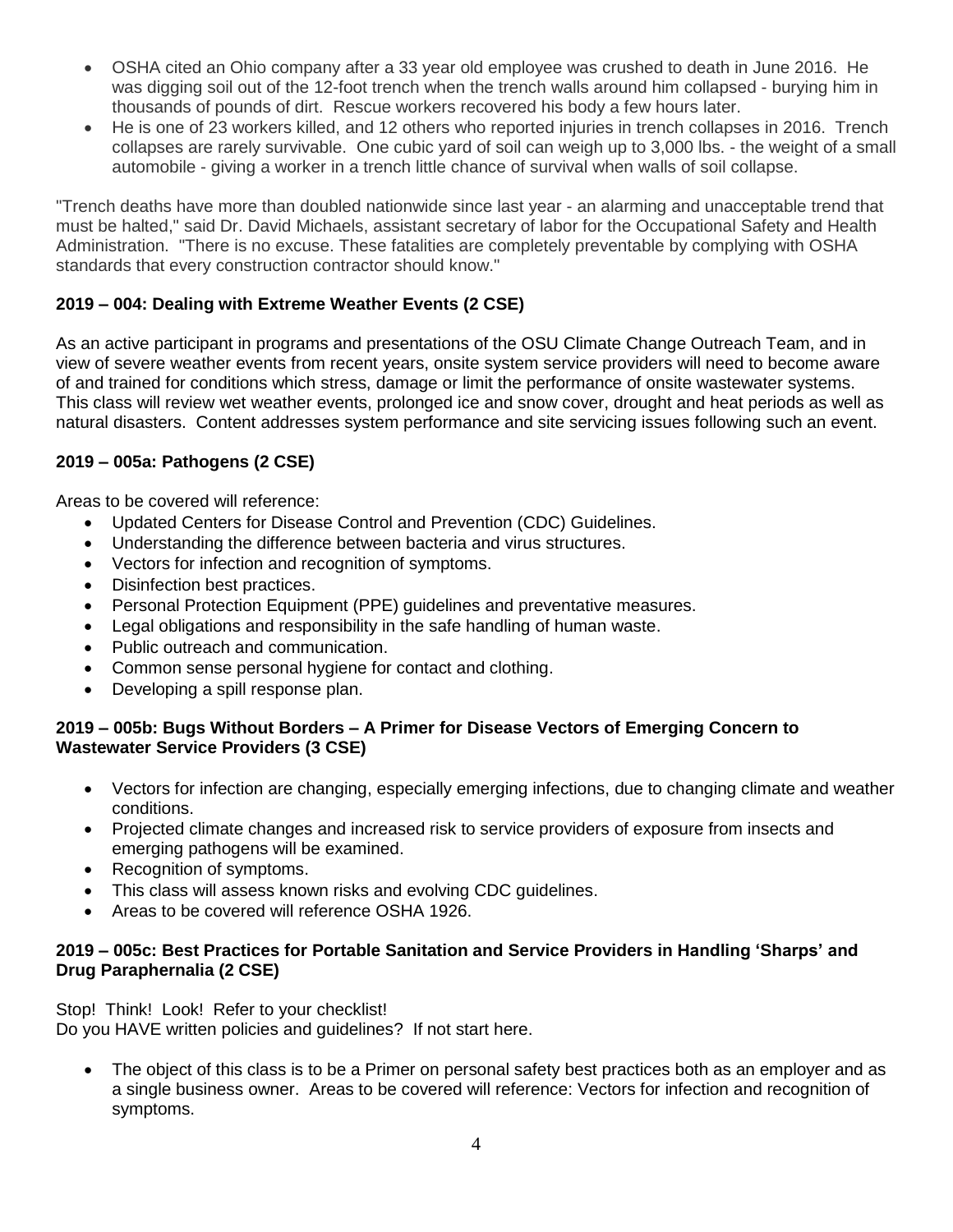- OSHA cited an Ohio company after a 33 year old employee was crushed to death in June 2016. He was digging soil out of the 12-foot trench when the trench walls around him collapsed - burying him in thousands of pounds of dirt. Rescue workers recovered his body a few hours later.
- He is one of 23 workers killed, and 12 others who reported injuries in trench collapses in 2016. Trench collapses are rarely survivable. One cubic yard of soil can weigh up to 3,000 lbs. - the weight of a small automobile - giving a worker in a trench little chance of survival when walls of soil collapse.

"Trench deaths have more than doubled nationwide since last year - an alarming and unacceptable trend that must be halted," said Dr. David Michaels, assistant secretary of labor for the Occupational Safety and Health Administration. "There is no excuse. These fatalities are completely preventable by complying with OSHA standards that every construction contractor should know."

**2019 – 004: Dealing with Extreme Weather Events (2 CSE)**

As an active participant in programs and presentations of the OSU Climate Change Outreach Team, and in view of severe weather events from recent years, onsite system service providers will need to become aware of and trained for conditions which stress, damage or limit the performance of onsite wastewater systems. This class will review wet weather events, prolonged ice and snow cover, drought and heat periods as well as natural disasters. Content addresses system performance and site servicing issues following such an event.

**2019 – 005a: Pathogens (2 CSE)**

Areas to be covered will reference:

- Updated Centers for Disease Control and Prevention (CDC) Guidelines.
- Understanding the difference between bacteria and virus structures.
- Vectors for infection and recognition of symptoms.
- Disinfection best practices.
- Personal Protection Equipment (PPE) guidelines and preventative measures.
- Legal obligations and responsibility in the safe handling of human waste.
- Public outreach and communication.
- Common sense personal hygiene for contact and clothing.
- Developing a spill response plan.

**2019 – 005b: Bugs Without Borders – A Primer for Disease Vectors of Emerging Concern to Wastewater Service Providers (3 CSE)**

- Vectors for infection are changing, especially emerging infections, due to changing climate and weather conditions.
- Projected climate changes and increased risk to service providers of exposure from insects and emerging pathogens will be examined.
- Recognition of symptoms.
- This class will assess known risks and evolving CDC guidelines.
- Areas to be covered will reference OSHA 1926.

**2019 – 005c: Best Practices for Portable Sanitation and Service Providers in Handling 'Sharps' and Drug Paraphernalia (2 CSE)**

Stop! Think! Look! Refer to your checklist!
Do you HAVE written policies and guidelines? If not start here.

- The object of this class is to be a Primer on personal safety best practices both as an employer and as a single business owner. Areas to be covered will reference: Vectors for infection and recognition of symptoms.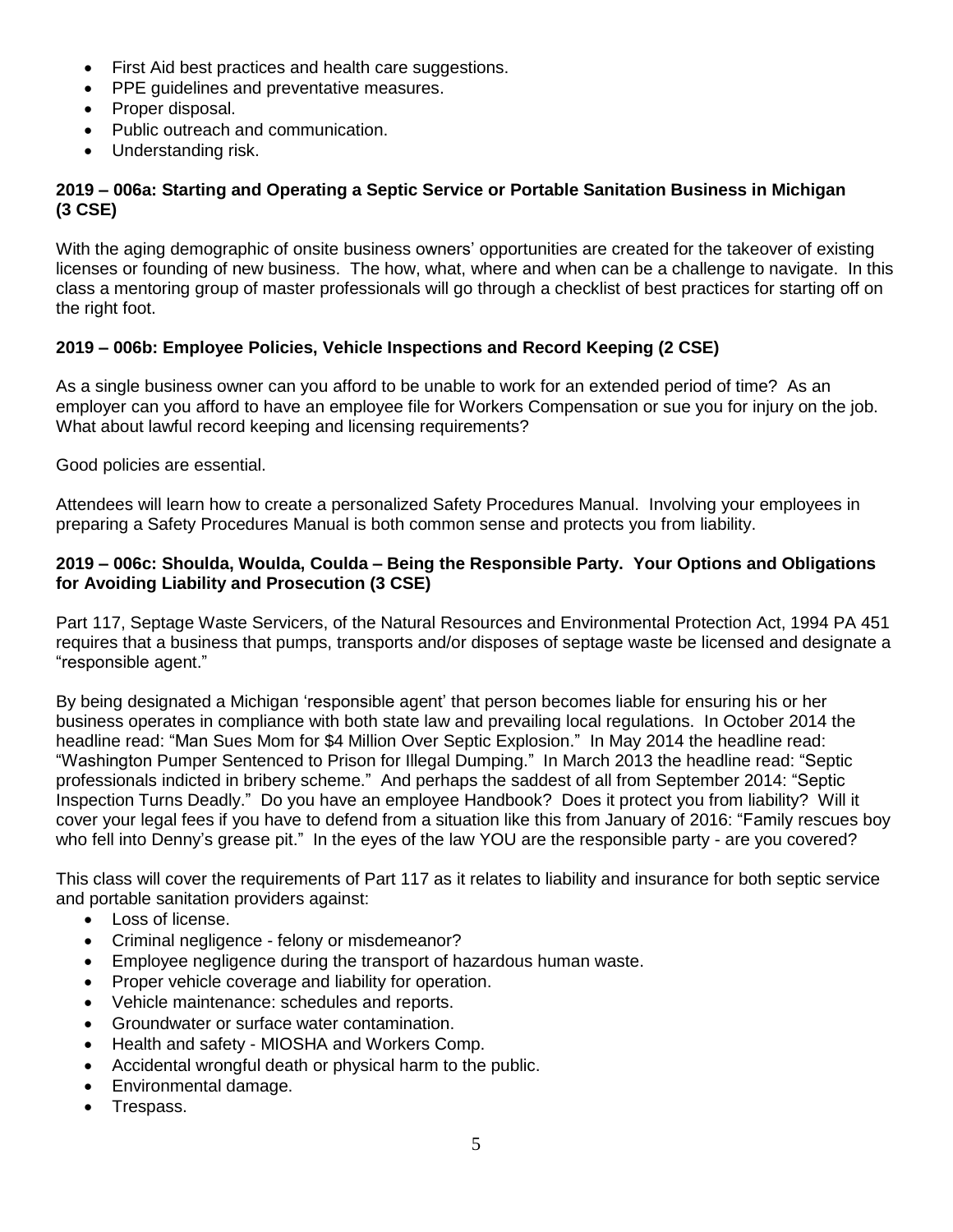- First Aid best practices and health care suggestions.
- PPE guidelines and preventative measures.
- Proper disposal.
- Public outreach and communication.
- Understanding risk.

### 2019 – 006a: Starting and Operating a Septic Service or Portable Sanitation Business in Michigan (3 CSE)

With the aging demographic of onsite business owners' opportunities are created for the takeover of existing licenses or founding of new business. The how, what, where and when can be a challenge to navigate. In this class a mentoring group of master professionals will go through a checklist of best practices for starting off on the right foot.

### 2019 – 006b: Employee Policies, Vehicle Inspections and Record Keeping (2 CSE)

As a single business owner can you afford to be unable to work for an extended period of time? As an employer can you afford to have an employee file for Workers Compensation or sue you for injury on the job. What about lawful record keeping and licensing requirements?

Good policies are essential.

Attendees will learn how to create a personalized Safety Procedures Manual. Involving your employees in preparing a Safety Procedures Manual is both common sense and protects you from liability.

### 2019 – 006c: Shoulda, Woulda, Coulda – Being the Responsible Party. Your Options and Obligations for Avoiding Liability and Prosecution (3 CSE)

Part 117, Septage Waste Servicers, of the Natural Resources and Environmental Protection Act, 1994 PA 451 requires that a business that pumps, transports and/or disposes of septage waste be licensed and designate a "responsible agent."

By being designated a Michigan 'responsible agent' that person becomes liable for ensuring his or her business operates in compliance with both state law and prevailing local regulations. In October 2014 the headline read: "Man Sues Mom for $4 Million Over Septic Explosion." In May 2014 the headline read: "Washington Pumper Sentenced to Prison for Illegal Dumping." In March 2013 the headline read: "Septic professionals indicted in bribery scheme." And perhaps the saddest of all from September 2014: "Septic Inspection Turns Deadly." Do you have an employee Handbook? Does it protect you from liability? Will it cover your legal fees if you have to defend from a situation like this from January of 2016: "Family rescues boy who fell into Denny's grease pit." In the eyes of the law YOU are the responsible party - are you covered?

This class will cover the requirements of Part 117 as it relates to liability and insurance for both septic service and portable sanitation providers against:

- Loss of license.
- Criminal negligence - felony or misdemeanor?
- Employee negligence during the transport of hazardous human waste.
- Proper vehicle coverage and liability for operation.
- Vehicle maintenance: schedules and reports.
- Groundwater or surface water contamination.
- Health and safety - MIOSHA and Workers Comp.
- Accidental wrongful death or physical harm to the public.
- Environmental damage.
- Trespass.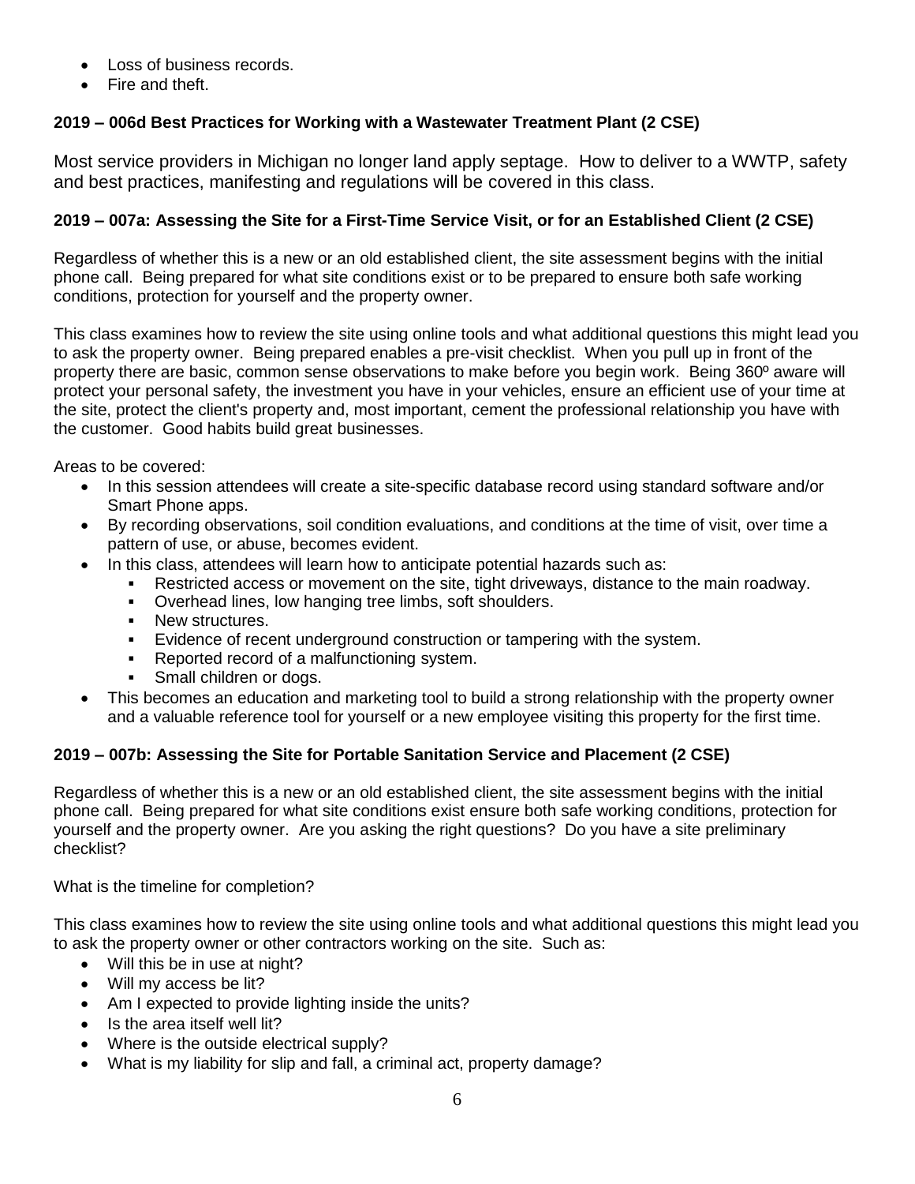- Loss of business records.
- Fire and theft.

**2019 – 006d Best Practices for Working with a Wastewater Treatment Plant (2 CSE)**

Most service providers in Michigan no longer land apply septage. How to deliver to a WWTP, safety and best practices, manifesting and regulations will be covered in this class.

**2019 – 007a: Assessing the Site for a First-Time Service Visit, or for an Established Client (2 CSE)**

Regardless of whether this is a new or an old established client, the site assessment begins with the initial phone call. Being prepared for what site conditions exist or to be prepared to ensure both safe working conditions, protection for yourself and the property owner.

This class examines how to review the site using online tools and what additional questions this might lead you to ask the property owner. Being prepared enables a pre-visit checklist. When you pull up in front of the property there are basic, common sense observations to make before you begin work. Being 360º aware will protect your personal safety, the investment you have in your vehicles, ensure an efficient use of your time at the site, protect the client's property and, most important, cement the professional relationship you have with the customer. Good habits build great businesses.

Areas to be covered:

- In this session attendees will create a site-specific database record using standard software and/or Smart Phone apps.
- By recording observations, soil condition evaluations, and conditions at the time of visit, over time a pattern of use, or abuse, becomes evident.
- In this class, attendees will learn how to anticipate potential hazards such as:
  - Restricted access or movement on the site, tight driveways, distance to the main roadway.
  - Overhead lines, low hanging tree limbs, soft shoulders.
  - New structures.
  - Evidence of recent underground construction or tampering with the system.
  - Reported record of a malfunctioning system.
  - Small children or dogs.
- This becomes an education and marketing tool to build a strong relationship with the property owner and a valuable reference tool for yourself or a new employee visiting this property for the first time.

**2019 – 007b: Assessing the Site for Portable Sanitation Service and Placement (2 CSE)**

Regardless of whether this is a new or an old established client, the site assessment begins with the initial phone call. Being prepared for what site conditions exist ensure both safe working conditions, protection for yourself and the property owner. Are you asking the right questions? Do you have a site preliminary checklist?

What is the timeline for completion?

This class examines how to review the site using online tools and what additional questions this might lead you to ask the property owner or other contractors working on the site. Such as:

- Will this be in use at night?
- Will my access be lit?
- Am I expected to provide lighting inside the units?
- Is the area itself well lit?
- Where is the outside electrical supply?
- What is my liability for slip and fall, a criminal act, property damage?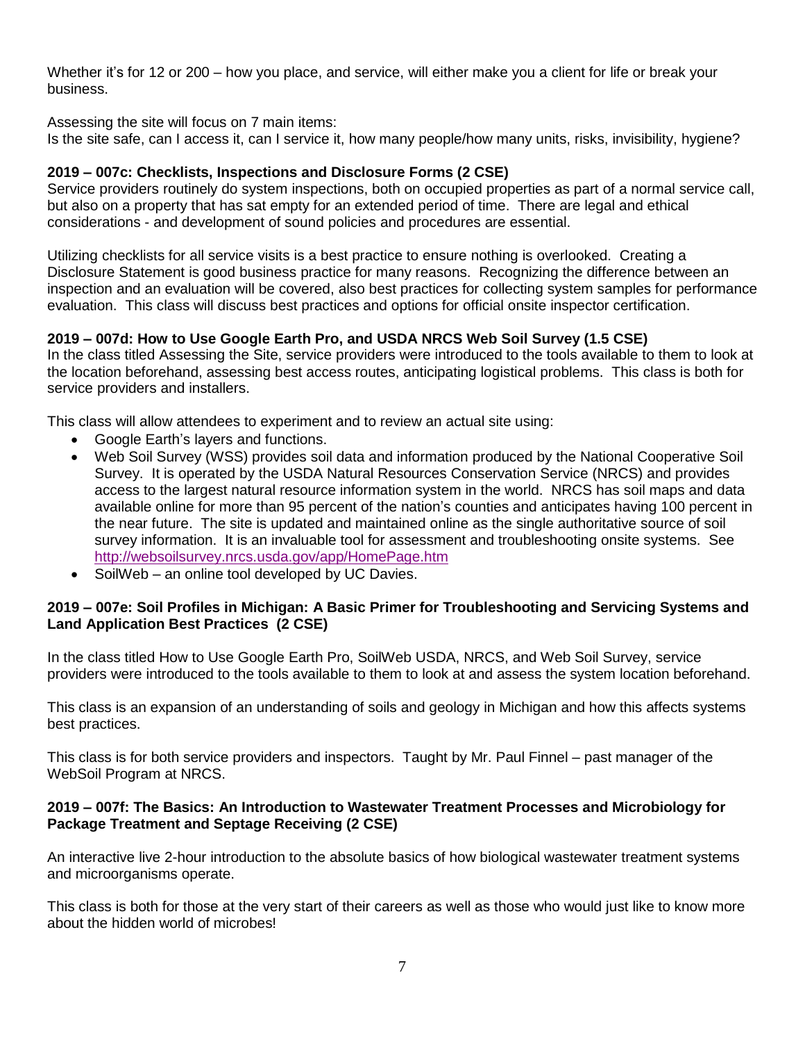Whether it's for 12 or 200 – how you place, and service, will either make you a client for life or break your business.

Assessing the site will focus on 7 main items:
Is the site safe, can I access it, can I service it, how many people/how many units, risks, invisibility, hygiene?

**2019 – 007c: Checklists, Inspections and Disclosure Forms (2 CSE)**
Service providers routinely do system inspections, both on occupied properties as part of a normal service call, but also on a property that has sat empty for an extended period of time. There are legal and ethical considerations - and development of sound policies and procedures are essential.

Utilizing checklists for all service visits is a best practice to ensure nothing is overlooked. Creating a Disclosure Statement is good business practice for many reasons. Recognizing the difference between an inspection and an evaluation will be covered, also best practices for collecting system samples for performance evaluation. This class will discuss best practices and options for official onsite inspector certification.

**2019 – 007d: How to Use Google Earth Pro, and USDA NRCS Web Soil Survey (1.5 CSE)**
In the class titled Assessing the Site, service providers were introduced to the tools available to them to look at the location beforehand, assessing best access routes, anticipating logistical problems. This class is both for service providers and installers.

This class will allow attendees to experiment and to review an actual site using:

- Google Earth's layers and functions.
- Web Soil Survey (WSS) provides soil data and information produced by the National Cooperative Soil Survey. It is operated by the USDA Natural Resources Conservation Service (NRCS) and provides access to the largest natural resource information system in the world. NRCS has soil maps and data available online for more than 95 percent of the nation's counties and anticipates having 100 percent in the near future. The site is updated and maintained online as the single authoritative source of soil survey information. It is an invaluable tool for assessment and troubleshooting onsite systems. See http://websoilsurvey.nrcs.usda.gov/app/HomePage.htm
- SoilWeb – an online tool developed by UC Davies.

**2019 – 007e: Soil Profiles in Michigan: A Basic Primer for Troubleshooting and Servicing Systems and Land Application Best Practices (2 CSE)**

In the class titled How to Use Google Earth Pro, SoilWeb USDA, NRCS, and Web Soil Survey, service providers were introduced to the tools available to them to look at and assess the system location beforehand.

This class is an expansion of an understanding of soils and geology in Michigan and how this affects systems best practices.

This class is for both service providers and inspectors. Taught by Mr. Paul Finnel – past manager of the WebSoil Program at NRCS.

**2019 – 007f: The Basics: An Introduction to Wastewater Treatment Processes and Microbiology for Package Treatment and Septage Receiving (2 CSE)**

An interactive live 2-hour introduction to the absolute basics of how biological wastewater treatment systems and microorganisms operate.

This class is both for those at the very start of their careers as well as those who would just like to know more about the hidden world of microbes!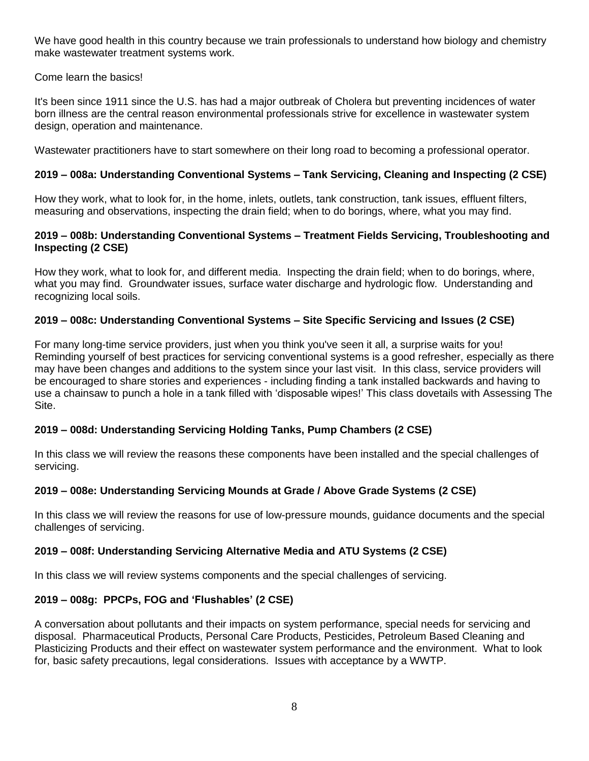We have good health in this country because we train professionals to understand how biology and chemistry make wastewater treatment systems work.

Come learn the basics!

It's been since 1911 since the U.S. has had a major outbreak of Cholera but preventing incidences of water born illness are the central reason environmental professionals strive for excellence in wastewater system design, operation and maintenance.

Wastewater practitioners have to start somewhere on their long road to becoming a professional operator.

**2019 – 008a: Understanding Conventional Systems – Tank Servicing, Cleaning and Inspecting (2 CSE)**

How they work, what to look for, in the home, inlets, outlets, tank construction, tank issues, effluent filters, measuring and observations, inspecting the drain field; when to do borings, where, what you may find.

**2019 – 008b: Understanding Conventional Systems – Treatment Fields Servicing, Troubleshooting and Inspecting (2 CSE)**

How they work, what to look for, and different media. Inspecting the drain field; when to do borings, where, what you may find. Groundwater issues, surface water discharge and hydrologic flow. Understanding and recognizing local soils.

**2019 – 008c: Understanding Conventional Systems – Site Specific Servicing and Issues (2 CSE)**

For many long-time service providers, just when you think you've seen it all, a surprise waits for you! Reminding yourself of best practices for servicing conventional systems is a good refresher, especially as there may have been changes and additions to the system since your last visit. In this class, service providers will be encouraged to share stories and experiences - including finding a tank installed backwards and having to use a chainsaw to punch a hole in a tank filled with 'disposable wipes!' This class dovetails with Assessing The Site.

**2019 – 008d: Understanding Servicing Holding Tanks, Pump Chambers (2 CSE)**

In this class we will review the reasons these components have been installed and the special challenges of servicing.

**2019 – 008e: Understanding Servicing Mounds at Grade / Above Grade Systems (2 CSE)**

In this class we will review the reasons for use of low-pressure mounds, guidance documents and the special challenges of servicing.

**2019 – 008f: Understanding Servicing Alternative Media and ATU Systems (2 CSE)**

In this class we will review systems components and the special challenges of servicing.

**2019 – 008g: PPCPs, FOG and 'Flushables' (2 CSE)**

A conversation about pollutants and their impacts on system performance, special needs for servicing and disposal. Pharmaceutical Products, Personal Care Products, Pesticides, Petroleum Based Cleaning and Plasticizing Products and their effect on wastewater system performance and the environment. What to look for, basic safety precautions, legal considerations. Issues with acceptance by a WWTP.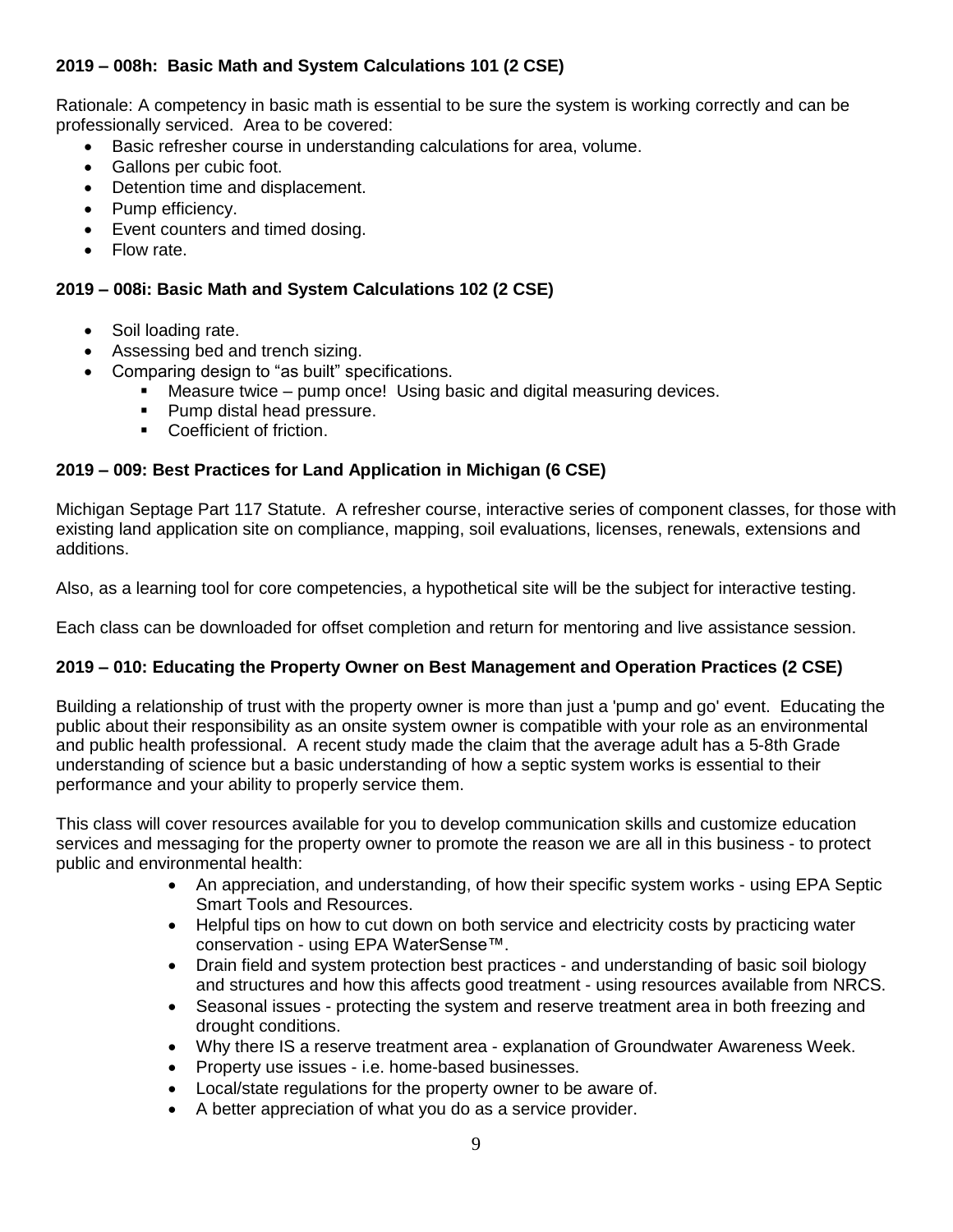**2019 – 008h: Basic Math and System Calculations 101 (2 CSE)**

Rationale: A competency in basic math is essential to be sure the system is working correctly and can be professionally serviced. Area to be covered:

- Basic refresher course in understanding calculations for area, volume.
- Gallons per cubic foot.
- Detention time and displacement.
- Pump efficiency.
- Event counters and timed dosing.
- Flow rate.

**2019 – 008i: Basic Math and System Calculations 102 (2 CSE)**

- Soil loading rate.
- Assessing bed and trench sizing.
- Comparing design to "as built" specifications.
    - Measure twice – pump once! Using basic and digital measuring devices.
    - Pump distal head pressure.
    - Coefficient of friction.

**2019 – 009: Best Practices for Land Application in Michigan (6 CSE)**

Michigan Septage Part 117 Statute. A refresher course, interactive series of component classes, for those with existing land application site on compliance, mapping, soil evaluations, licenses, renewals, extensions and additions.

Also, as a learning tool for core competencies, a hypothetical site will be the subject for interactive testing.

Each class can be downloaded for offset completion and return for mentoring and live assistance session.

**2019 – 010: Educating the Property Owner on Best Management and Operation Practices (2 CSE)**

Building a relationship of trust with the property owner is more than just a 'pump and go' event. Educating the public about their responsibility as an onsite system owner is compatible with your role as an environmental and public health professional. A recent study made the claim that the average adult has a 5-8th Grade understanding of science but a basic understanding of how a septic system works is essential to their performance and your ability to properly service them.

This class will cover resources available for you to develop communication skills and customize education services and messaging for the property owner to promote the reason we are all in this business - to protect public and environmental health:

- An appreciation, and understanding, of how their specific system works - using EPA Septic Smart Tools and Resources.
- Helpful tips on how to cut down on both service and electricity costs by practicing water conservation - using EPA WaterSense™.
- Drain field and system protection best practices - and understanding of basic soil biology and structures and how this affects good treatment - using resources available from NRCS.
- Seasonal issues - protecting the system and reserve treatment area in both freezing and drought conditions.
- Why there IS a reserve treatment area - explanation of Groundwater Awareness Week.
- Property use issues - i.e. home-based businesses.
- Local/state regulations for the property owner to be aware of.
- A better appreciation of what you do as a service provider.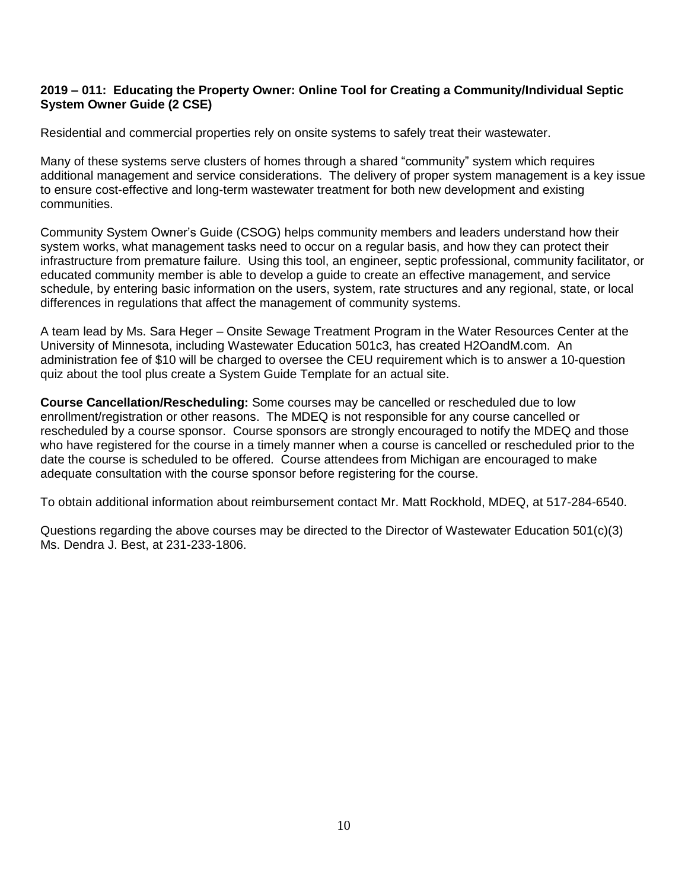**2019 – 011: Educating the Property Owner: Online Tool for Creating a Community/Individual Septic System Owner Guide (2 CSE)**

Residential and commercial properties rely on onsite systems to safely treat their wastewater.

Many of these systems serve clusters of homes through a shared "community" system which requires additional management and service considerations. The delivery of proper system management is a key issue to ensure cost-effective and long-term wastewater treatment for both new development and existing communities.

Community System Owner's Guide (CSOG) helps community members and leaders understand how their system works, what management tasks need to occur on a regular basis, and how they can protect their infrastructure from premature failure. Using this tool, an engineer, septic professional, community facilitator, or educated community member is able to develop a guide to create an effective management, and service schedule, by entering basic information on the users, system, rate structures and any regional, state, or local differences in regulations that affect the management of community systems.

A team lead by Ms. Sara Heger – Onsite Sewage Treatment Program in the Water Resources Center at the University of Minnesota, including Wastewater Education 501c3, has created H2OandM.com. An administration fee of $10 will be charged to oversee the CEU requirement which is to answer a 10-question quiz about the tool plus create a System Guide Template for an actual site.

**Course Cancellation/Rescheduling:** Some courses may be cancelled or rescheduled due to low enrollment/registration or other reasons. The MDEQ is not responsible for any course cancelled or rescheduled by a course sponsor. Course sponsors are strongly encouraged to notify the MDEQ and those who have registered for the course in a timely manner when a course is cancelled or rescheduled prior to the date the course is scheduled to be offered. Course attendees from Michigan are encouraged to make adequate consultation with the course sponsor before registering for the course.

To obtain additional information about reimbursement contact Mr. Matt Rockhold, MDEQ, at 517-284-6540.

Questions regarding the above courses may be directed to the Director of Wastewater Education 501(c)(3) Ms. Dendra J. Best, at 231-233-1806.